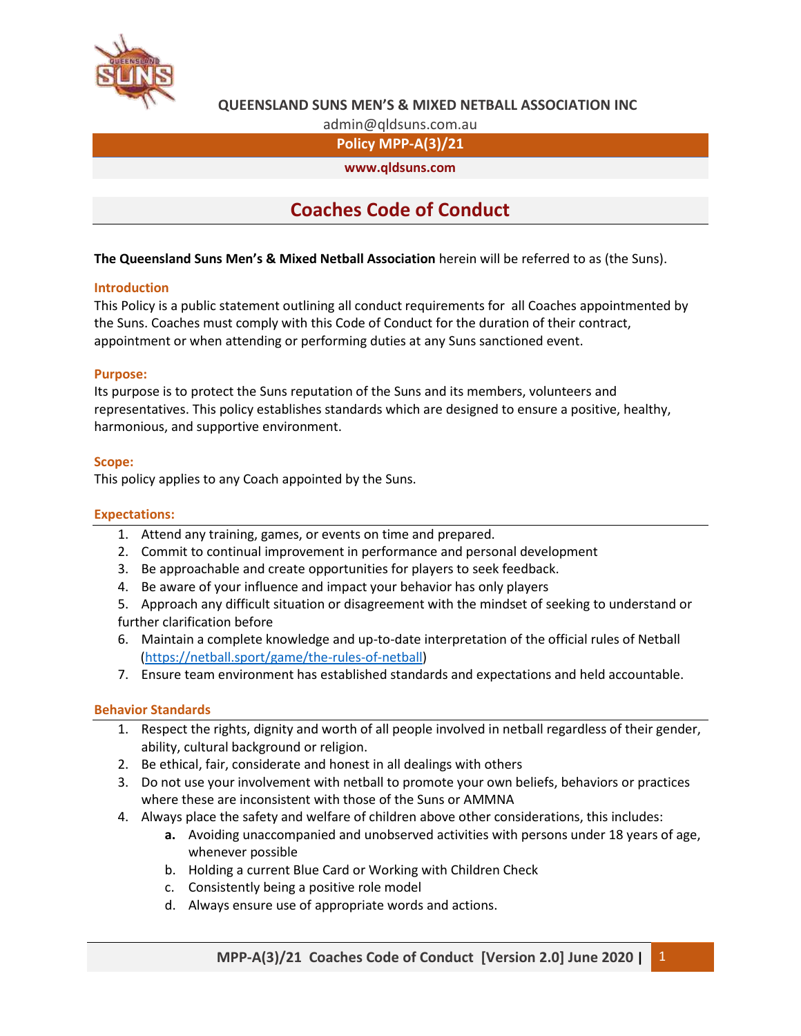**QUEENSLAND SUNS MEN'S & MIXED NETBALL ASSOCIATION INC**

admin@qldsuns.com.au

**Policy MPP-A(3)/21**

**www.qldsuns.com**

# Coaches Code of Conduct

**The Queensland Suns Men's & Mixed Netball Association** herein will be referred to as (the Suns).

### Introduction

This Policy is a public statement outlining all conduct requirements for all Coaches appointmented by the Suns. Coaches must comply with this Code of Conduct for the duration of their contract, appointment or when attending or performing duties at any Suns sanctioned event.

### Purpose:

Its purpose is to protect the Suns reputation of the Suns and its members, volunteers and representatives. This policy establishes standards which are designed to ensure a positive, healthy, harmonious, and supportive environment.

### Scope:

This policy applies to any Coach appointed by the Suns.

### Expectations:

1. Attend any training, games, or events on time and prepared.
2. Commit to continual improvement in performance and personal development
3. Be approachable and create opportunities for players to seek feedback.
4. Be aware of your influence and impact your behavior has only players
5. Approach any difficult situation or disagreement with the mindset of seeking to understand or further clarification before
6. Maintain a complete knowledge and up-to-date interpretation of the official rules of Netball (https://netball.sport/game/the-rules-of-netball)
7. Ensure team environment has established standards and expectations and held accountable.

### Behavior Standards

1. Respect the rights, dignity and worth of all people involved in netball regardless of their gender, ability, cultural background or religion.
2. Be ethical, fair, considerate and honest in all dealings with others
3. Do not use your involvement with netball to promote your own beliefs, behaviors or practices where these are inconsistent with those of the Suns or AMMNA
4. Always place the safety and welfare of children above other considerations, this includes:
   - **a.** Avoiding unaccompanied and unobserved activities with persons under 18 years of age, whenever possible
   - b. Holding a current Blue Card or Working with Children Check
   - c. Consistently being a positive role model
   - d. Always ensure use of appropriate words and actions.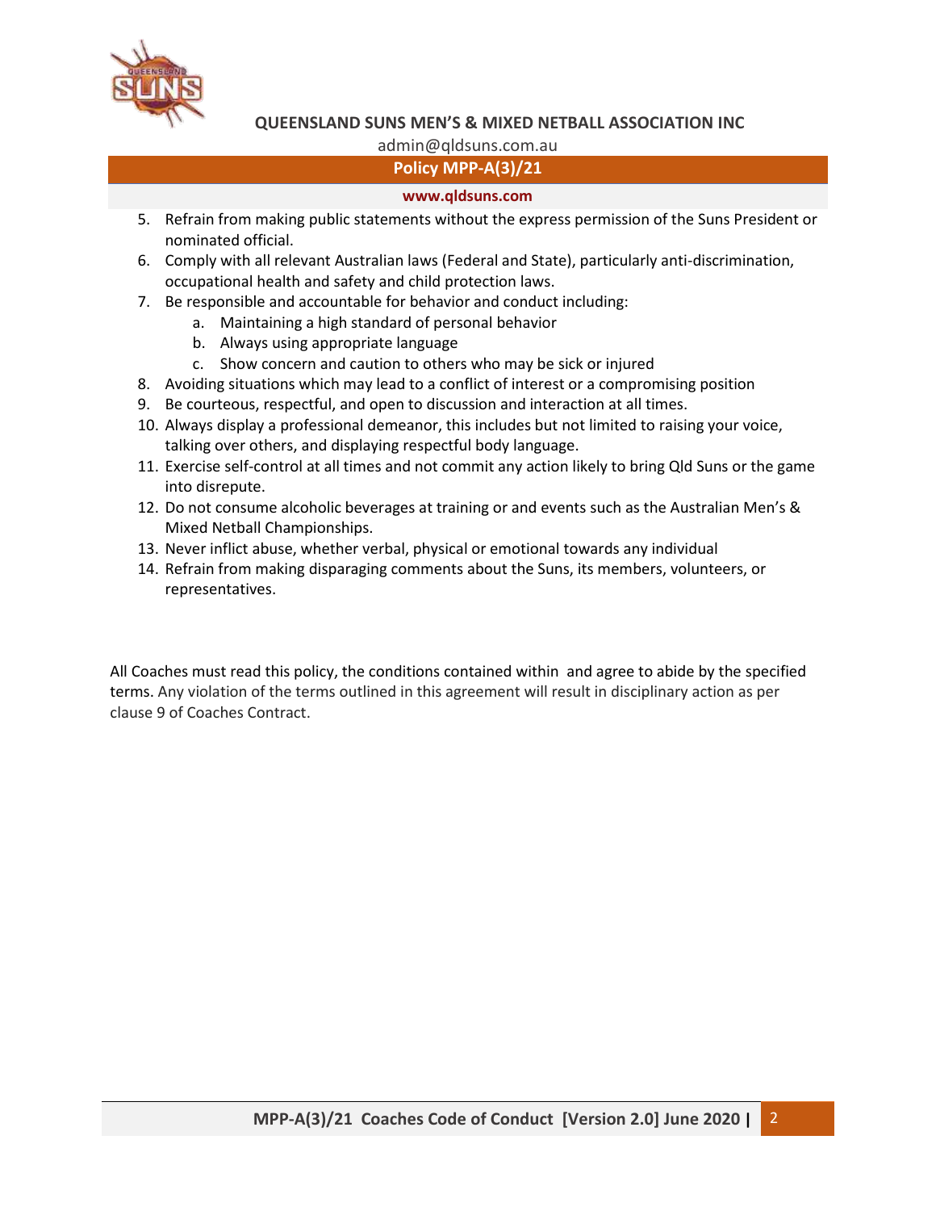5. Refrain from making public statements without the express permission of the Suns President or nominated official.
6. Comply with all relevant Australian laws (Federal and State), particularly anti-discrimination, occupational health and safety and child protection laws.
7. Be responsible and accountable for behavior and conduct including:
   a. Maintaining a high standard of personal behavior
   b. Always using appropriate language
   c. Show concern and caution to others who may be sick or injured
8. Avoiding situations which may lead to a conflict of interest or a compromising position
9. Be courteous, respectful, and open to discussion and interaction at all times.
10. Always display a professional demeanor, this includes but not limited to raising your voice, talking over others, and displaying respectful body language.
11. Exercise self-control at all times and not commit any action likely to bring Qld Suns or the game into disrepute.
12. Do not consume alcoholic beverages at training or and events such as the Australian Men's & Mixed Netball Championships.
13. Never inflict abuse, whether verbal, physical or emotional towards any individual
14. Refrain from making disparaging comments about the Suns, its members, volunteers, or representatives.

All Coaches must read this policy, the conditions contained within and agree to abide by the specified terms. Any violation of the terms outlined in this agreement will result in disciplinary action as per clause 9 of Coaches Contract.